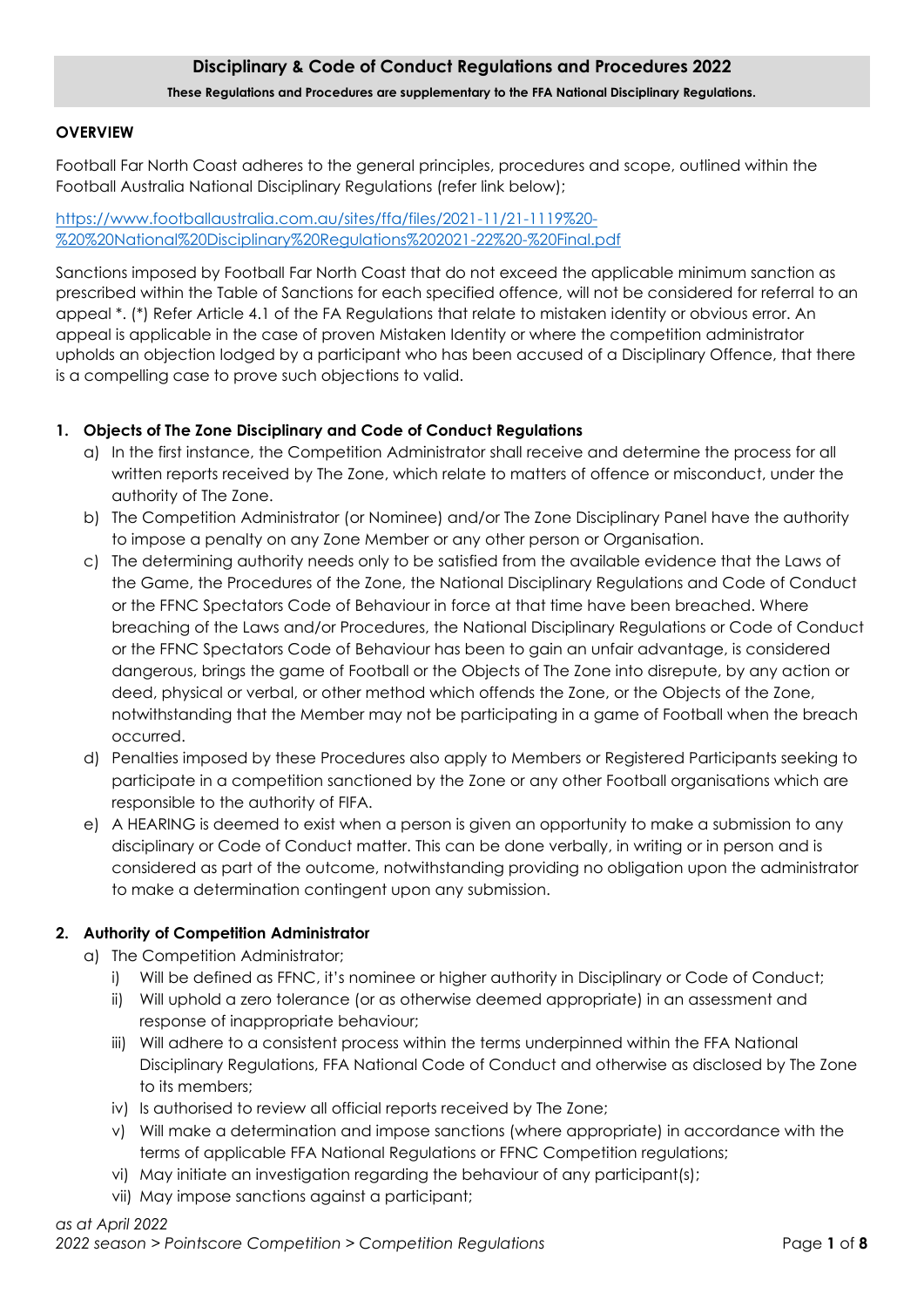# Disciplinary & Code of Conduct Regulations and Procedures 2022

**These Regulations and Procedures are supplementary to the FFA National Disciplinary Regulations.**

## OVERVIEW

Football Far North Coast adheres to the general principles, procedures and scope, outlined within the Football Australia National Disciplinary Regulations (refer link below);

https://www.footballaustralia.com.au/sites/ffa/files/2021-11/21-1119%20-%20%20National%20Disciplinary%20Regulations%202021-22%20-%20Final.pdf

Sanctions imposed by Football Far North Coast that do not exceed the applicable minimum sanction as prescribed within the Table of Sanctions for each specified offence, will not be considered for referral to an appeal *. (*) Refer Article 4.1 of the FA Regulations that relate to mistaken identity or obvious error. An appeal is applicable in the case of proven Mistaken Identity or where the competition administrator upholds an objection lodged by a participant who has been accused of a Disciplinary Offence, that there is a compelling case to prove such objections to valid.

## 1. Objects of The Zone Disciplinary and Code of Conduct Regulations

a) In the first instance, the Competition Administrator shall receive and determine the process for all written reports received by The Zone, which relate to matters of offence or misconduct, under the authority of The Zone.

b) The Competition Administrator (or Nominee) and/or The Zone Disciplinary Panel have the authority to impose a penalty on any Zone Member or any other person or Organisation.

c) The determining authority needs only to be satisfied from the available evidence that the Laws of the Game, the Procedures of the Zone, the National Disciplinary Regulations and Code of Conduct or the FFNC Spectators Code of Behaviour in force at that time have been breached. Where breaching of the Laws and/or Procedures, the National Disciplinary Regulations or Code of Conduct or the FFNC Spectators Code of Behaviour has been to gain an unfair advantage, is considered dangerous, brings the game of Football or the Objects of The Zone into disrepute, by any action or deed, physical or verbal, or other method which offends the Zone, or the Objects of the Zone, notwithstanding that the Member may not be participating in a game of Football when the breach occurred.

d) Penalties imposed by these Procedures also apply to Members or Registered Participants seeking to participate in a competition sanctioned by the Zone or any other Football organisations which are responsible to the authority of FIFA.

e) A HEARING is deemed to exist when a person is given an opportunity to make a submission to any disciplinary or Code of Conduct matter. This can be done verbally, in writing or in person and is considered as part of the outcome, notwithstanding providing no obligation upon the administrator to make a determination contingent upon any submission.

## 2. Authority of Competition Administrator

a) The Competition Administrator;

   i) Will be defined as FFNC, it's nominee or higher authority in Disciplinary or Code of Conduct;

   ii) Will uphold a zero tolerance (or as otherwise deemed appropriate) in an assessment and response of inappropriate behaviour;

   iii) Will adhere to a consistent process within the terms underpinned within the FFA National Disciplinary Regulations, FFA National Code of Conduct and otherwise as disclosed by The Zone to its members;

   iv) Is authorised to review all official reports received by The Zone;

   v) Will make a determination and impose sanctions (where appropriate) in accordance with the terms of applicable FFA National Regulations or FFNC Competition regulations;

   vi) May initiate an investigation regarding the behaviour of any participant(s);

   vii) May impose sanctions against a participant;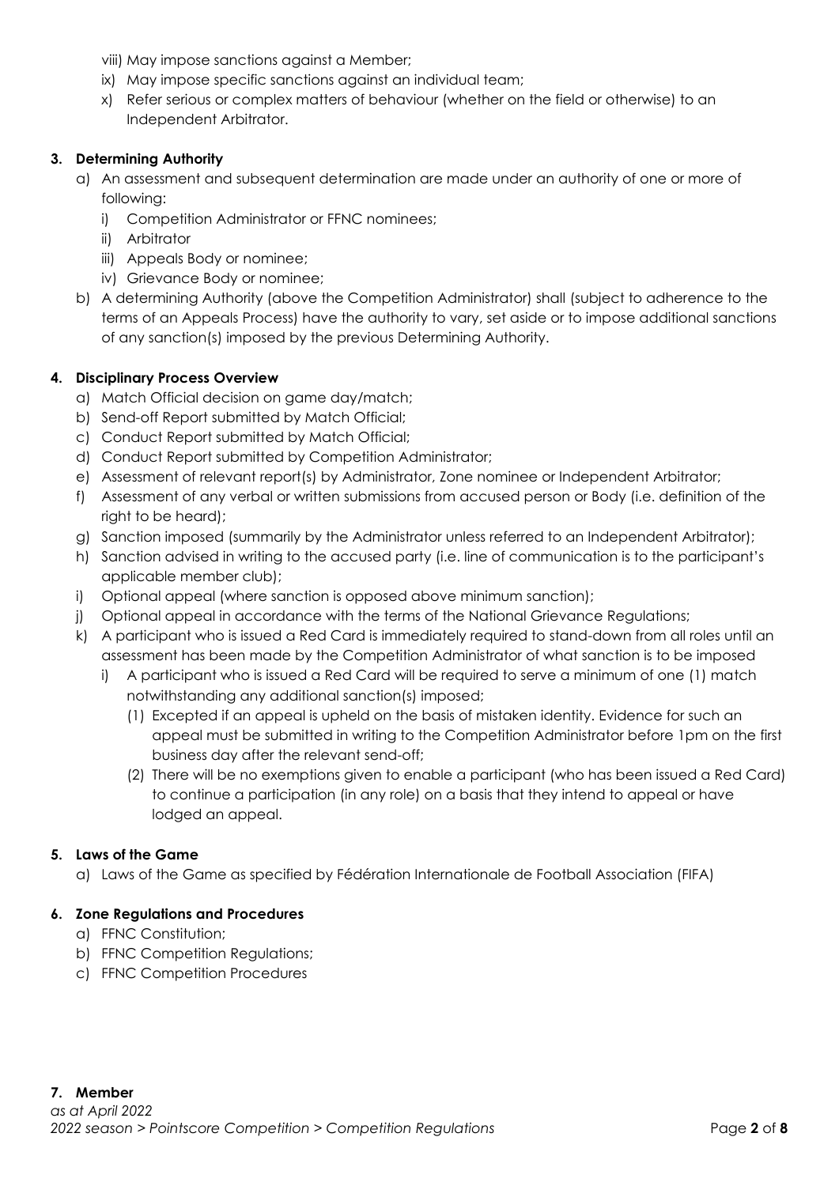viii) May impose sanctions against a Member;

ix) May impose specific sanctions against an individual team;

x) Refer serious or complex matters of behaviour (whether on the field or otherwise) to an Independent Arbitrator.

**3. Determining Authority**

a) An assessment and subsequent determination are made under an authority of one or more of following:

   i) Competition Administrator or FFNC nominees;

   ii) Arbitrator

   iii) Appeals Body or nominee;

   iv) Grievance Body or nominee;

b) A determining Authority (above the Competition Administrator) shall (subject to adherence to the terms of an Appeals Process) have the authority to vary, set aside or to impose additional sanctions of any sanction(s) imposed by the previous Determining Authority.

**4. Disciplinary Process Overview**

a) Match Official decision on game day/match;

b) Send-off Report submitted by Match Official;

c) Conduct Report submitted by Match Official;

d) Conduct Report submitted by Competition Administrator;

e) Assessment of relevant report(s) by Administrator, Zone nominee or Independent Arbitrator;

f) Assessment of any verbal or written submissions from accused person or Body (i.e. definition of the right to be heard);

g) Sanction imposed (summarily by the Administrator unless referred to an Independent Arbitrator);

h) Sanction advised in writing to the accused party (i.e. line of communication is to the participant's applicable member club);

i) Optional appeal (where sanction is opposed above minimum sanction);

j) Optional appeal in accordance with the terms of the National Grievance Regulations;

k) A participant who is issued a Red Card is immediately required to stand-down from all roles until an assessment has been made by the Competition Administrator of what sanction is to be imposed

   i) A participant who is issued a Red Card will be required to serve a minimum of one (1) match notwithstanding any additional sanction(s) imposed;

      (1) Excepted if an appeal is upheld on the basis of mistaken identity. Evidence for such an appeal must be submitted in writing to the Competition Administrator before 1pm on the first business day after the relevant send-off;

      (2) There will be no exemptions given to enable a participant (who has been issued a Red Card) to continue a participation (in any role) on a basis that they intend to appeal or have lodged an appeal.

**5. Laws of the Game**

a) Laws of the Game as specified by Fédération Internationale de Football Association (FIFA)

**6. Zone Regulations and Procedures**

a) FFNC Constitution;

b) FFNC Competition Regulations;

c) FFNC Competition Procedures

**7. Member**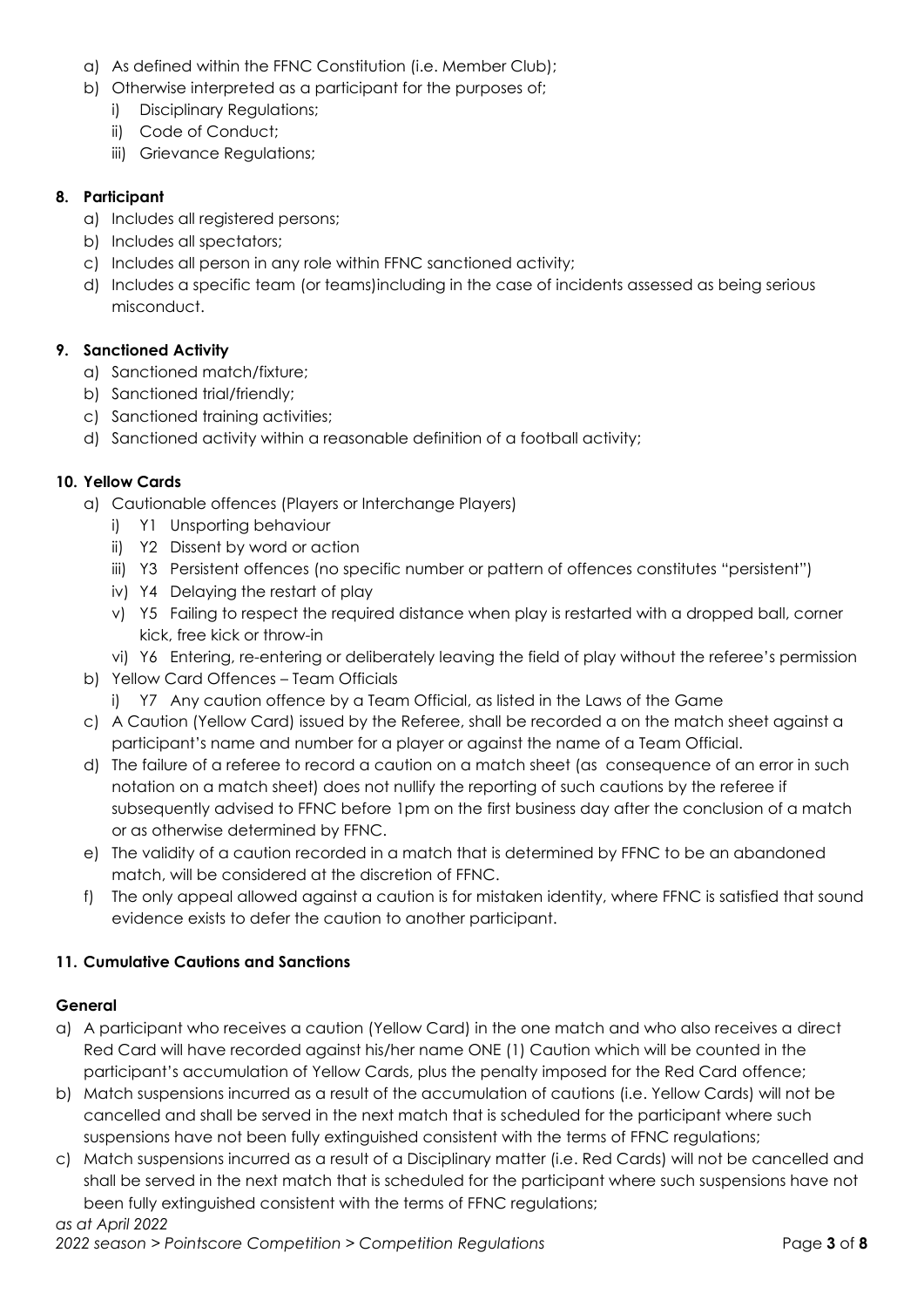a) As defined within the FFNC Constitution (i.e. Member Club);
b) Otherwise interpreted as a participant for the purposes of;
   i) Disciplinary Regulations;
   ii) Code of Conduct;
   iii) Grievance Regulations;

**8. Participant**

a) Includes all registered persons;
b) Includes all spectators;
c) Includes all person in any role within FFNC sanctioned activity;
d) Includes a specific team (or teams)including in the case of incidents assessed as being serious misconduct.

**9. Sanctioned Activity**

a) Sanctioned match/fixture;
b) Sanctioned trial/friendly;
c) Sanctioned training activities;
d) Sanctioned activity within a reasonable definition of a football activity;

**10. Yellow Cards**

a) Cautionable offences (Players or Interchange Players)
   i) Y1 Unsporting behaviour
   ii) Y2 Dissent by word or action
   iii) Y3 Persistent offences (no specific number or pattern of offences constitutes "persistent")
   iv) Y4 Delaying the restart of play
   v) Y5 Failing to respect the required distance when play is restarted with a dropped ball, corner kick, free kick or throw-in
   vi) Y6 Entering, re-entering or deliberately leaving the field of play without the referee's permission
b) Yellow Card Offences – Team Officials
   i) Y7 Any caution offence by a Team Official, as listed in the Laws of the Game
c) A Caution (Yellow Card) issued by the Referee, shall be recorded a on the match sheet against a participant's name and number for a player or against the name of a Team Official.
d) The failure of a referee to record a caution on a match sheet (as consequence of an error in such notation on a match sheet) does not nullify the reporting of such cautions by the referee if subsequently advised to FFNC before 1pm on the first business day after the conclusion of a match or as otherwise determined by FFNC.
e) The validity of a caution recorded in a match that is determined by FFNC to be an abandoned match, will be considered at the discretion of FFNC.
f) The only appeal allowed against a caution is for mistaken identity, where FFNC is satisfied that sound evidence exists to defer the caution to another participant.

**11. Cumulative Cautions and Sanctions**

**General**

a) A participant who receives a caution (Yellow Card) in the one match and who also receives a direct Red Card will have recorded against his/her name ONE (1) Caution which will be counted in the participant's accumulation of Yellow Cards, plus the penalty imposed for the Red Card offence;
b) Match suspensions incurred as a result of the accumulation of cautions (i.e. Yellow Cards) will not be cancelled and shall be served in the next match that is scheduled for the participant where such suspensions have not been fully extinguished consistent with the terms of FFNC regulations;
c) Match suspensions incurred as a result of a Disciplinary matter (i.e. Red Cards) will not be cancelled and shall be served in the next match that is scheduled for the participant where such suspensions have not been fully extinguished consistent with the terms of FFNC regulations;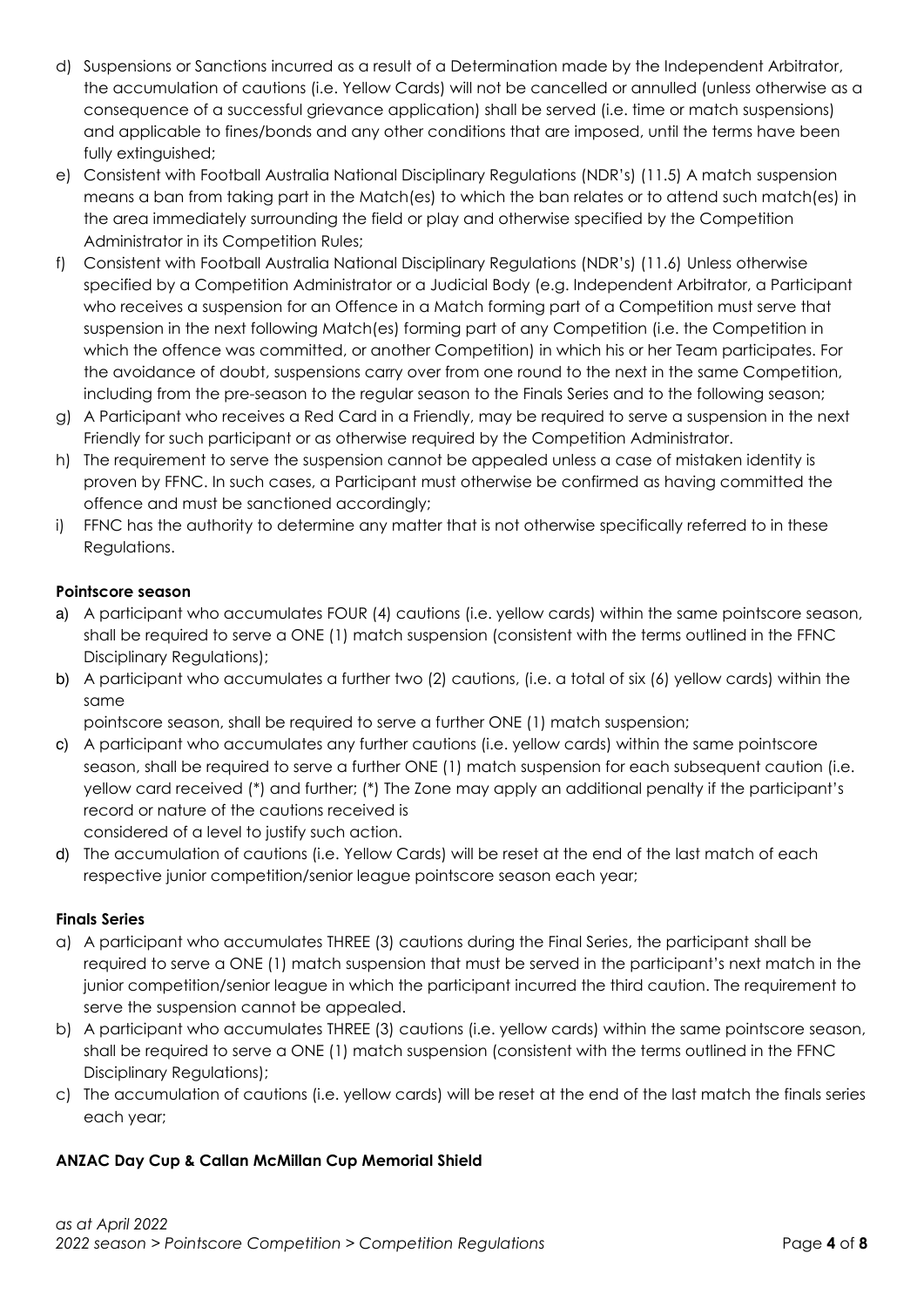d) Suspensions or Sanctions incurred as a result of a Determination made by the Independent Arbitrator, the accumulation of cautions (i.e. Yellow Cards) will not be cancelled or annulled (unless otherwise as a consequence of a successful grievance application) shall be served (i.e. time or match suspensions) and applicable to fines/bonds and any other conditions that are imposed, until the terms have been fully extinguished;
e) Consistent with Football Australia National Disciplinary Regulations (NDR's) (11.5) A match suspension means a ban from taking part in the Match(es) to which the ban relates or to attend such match(es) in the area immediately surrounding the field or play and otherwise specified by the Competition Administrator in its Competition Rules;
f) Consistent with Football Australia National Disciplinary Regulations (NDR's) (11.6) Unless otherwise specified by a Competition Administrator or a Judicial Body (e.g. Independent Arbitrator, a Participant who receives a suspension for an Offence in a Match forming part of a Competition must serve that suspension in the next following Match(es) forming part of any Competition (i.e. the Competition in which the offence was committed, or another Competition) in which his or her Team participates. For the avoidance of doubt, suspensions carry over from one round to the next in the same Competition, including from the pre-season to the regular season to the Finals Series and to the following season;
g) A Participant who receives a Red Card in a Friendly, may be required to serve a suspension in the next Friendly for such participant or as otherwise required by the Competition Administrator.
h) The requirement to serve the suspension cannot be appealed unless a case of mistaken identity is proven by FFNC. In such cases, a Participant must otherwise be confirmed as having committed the offence and must be sanctioned accordingly;
i) FFNC has the authority to determine any matter that is not otherwise specifically referred to in these Regulations.

**Pointscore season**

a) A participant who accumulates FOUR (4) cautions (i.e. yellow cards) within the same pointscore season, shall be required to serve a ONE (1) match suspension (consistent with the terms outlined in the FFNC Disciplinary Regulations);
b) A participant who accumulates a further two (2) cautions, (i.e. a total of six (6) yellow cards) within the same pointscore season, shall be required to serve a further ONE (1) match suspension;
c) A participant who accumulates any further cautions (i.e. yellow cards) within the same pointscore season, shall be required to serve a further ONE (1) match suspension for each subsequent caution (i.e. yellow card received (*) and further; (*) The Zone may apply an additional penalty if the participant's record or nature of the cautions received is considered of a level to justify such action.
d) The accumulation of cautions (i.e. Yellow Cards) will be reset at the end of the last match of each respective junior competition/senior league pointscore season each year;

**Finals Series**

a) A participant who accumulates THREE (3) cautions during the Final Series, the participant shall be required to serve a ONE (1) match suspension that must be served in the participant's next match in the junior competition/senior league in which the participant incurred the third caution. The requirement to serve the suspension cannot be appealed.
b) A participant who accumulates THREE (3) cautions (i.e. yellow cards) within the same pointscore season, shall be required to serve a ONE (1) match suspension (consistent with the terms outlined in the FFNC Disciplinary Regulations);
c) The accumulation of cautions (i.e. yellow cards) will be reset at the end of the last match the finals series each year;

**ANZAC Day Cup & Callan McMillan Cup Memorial Shield**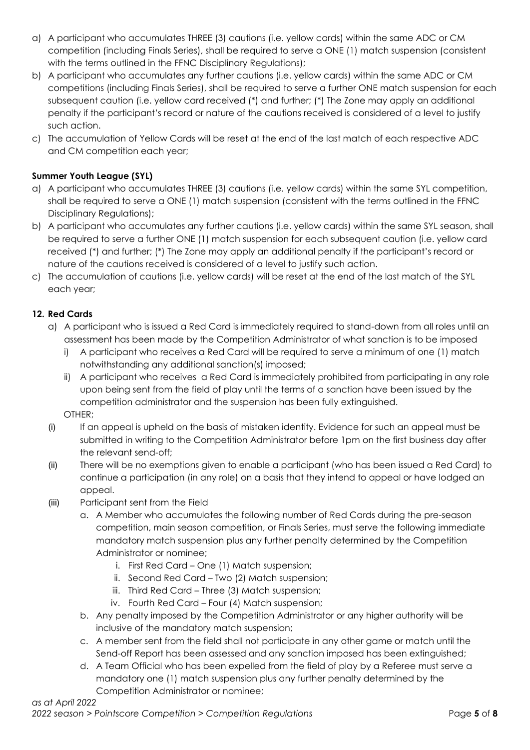a) A participant who accumulates THREE (3) cautions (i.e. yellow cards) within the same ADC or CM competition (including Finals Series), shall be required to serve a ONE (1) match suspension (consistent with the terms outlined in the FFNC Disciplinary Regulations);
b) A participant who accumulates any further cautions (i.e. yellow cards) within the same ADC or CM competitions (including Finals Series), shall be required to serve a further ONE match suspension for each subsequent caution (i.e. yellow card received (*) and further; (*) The Zone may apply an additional penalty if the participant's record or nature of the cautions received is considered of a level to justify such action.
c) The accumulation of Yellow Cards will be reset at the end of the last match of each respective ADC and CM competition each year;

**Summer Youth League (SYL)**

a) A participant who accumulates THREE (3) cautions (i.e. yellow cards) within the same SYL competition, shall be required to serve a ONE (1) match suspension (consistent with the terms outlined in the FFNC Disciplinary Regulations);
b) A participant who accumulates any further cautions (i.e. yellow cards) within the same SYL season, shall be required to serve a further ONE (1) match suspension for each subsequent caution (i.e. yellow card received (*) and further; (*) The Zone may apply an additional penalty if the participant's record or nature of the cautions received is considered of a level to justify such action.
c) The accumulation of cautions (i.e. yellow cards) will be reset at the end of the last match of the SYL each year;

**12. Red Cards**

a) A participant who is issued a Red Card is immediately required to stand-down from all roles until an assessment has been made by the Competition Administrator of what sanction is to be imposed
   i) A participant who receives a Red Card will be required to serve a minimum of one (1) match notwithstanding any additional sanction(s) imposed;
   ii) A participant who receives a Red Card is immediately prohibited from participating in any role upon being sent from the field of play until the terms of a sanction have been issued by the competition administrator and the suspension has been fully extinguished.

   OTHER;

(i) If an appeal is upheld on the basis of mistaken identity. Evidence for such an appeal must be submitted in writing to the Competition Administrator before 1pm on the first business day after the relevant send-off;

(ii) There will be no exemptions given to enable a participant (who has been issued a Red Card) to continue a participation (in any role) on a basis that they intend to appeal or have lodged an appeal.

(iii) Participant sent from the Field
   a. A Member who accumulates the following number of Red Cards during the pre-season competition, main season competition, or Finals Series, must serve the following immediate mandatory match suspension plus any further penalty determined by the Competition Administrator or nominee;
      i. First Red Card – One (1) Match suspension;
      ii. Second Red Card – Two (2) Match suspension;
      iii. Third Red Card – Three (3) Match suspension;
      iv. Fourth Red Card – Four (4) Match suspension;
   b. Any penalty imposed by the Competition Administrator or any higher authority will be inclusive of the mandatory match suspension;
   c. A member sent from the field shall not participate in any other game or match until the Send-off Report has been assessed and any sanction imposed has been extinguished;
   d. A Team Official who has been expelled from the field of play by a Referee must serve a mandatory one (1) match suspension plus any further penalty determined by the Competition Administrator or nominee;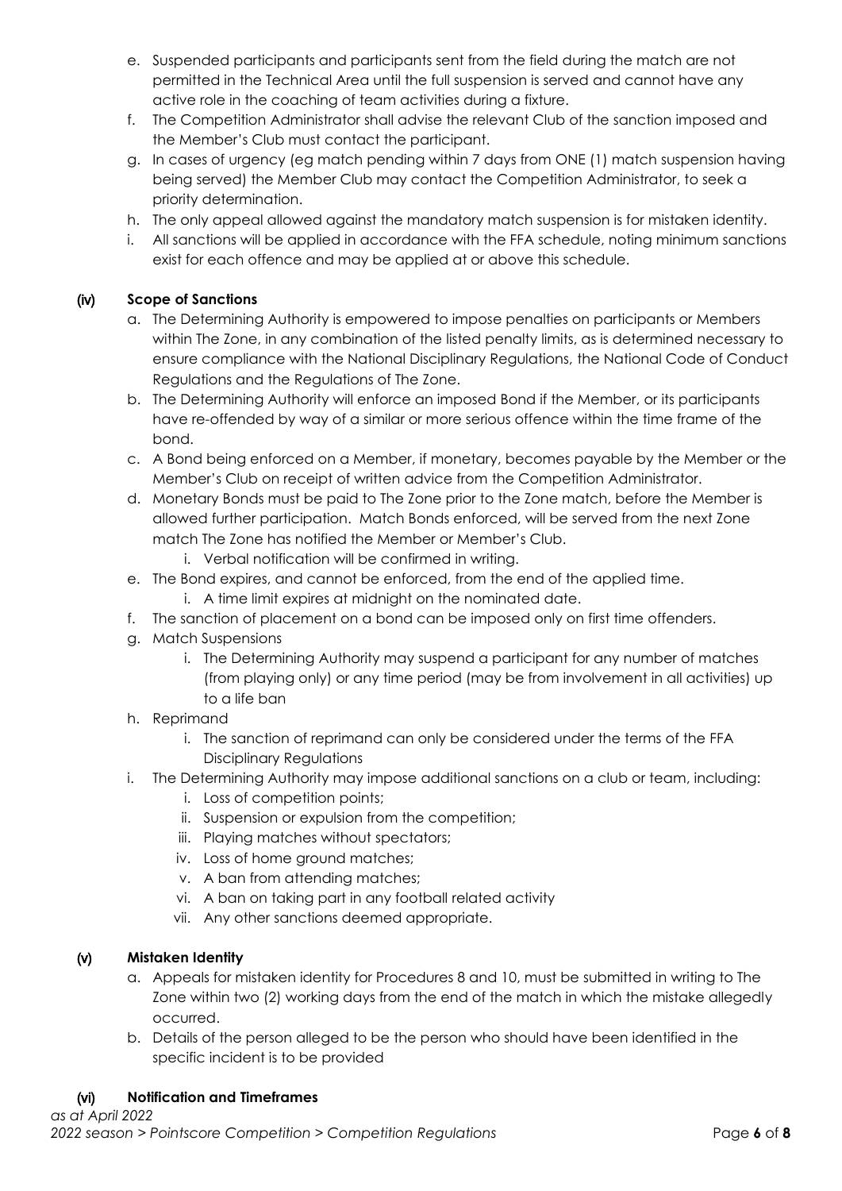e. Suspended participants and participants sent from the field during the match are not permitted in the Technical Area until the full suspension is served and cannot have any active role in the coaching of team activities during a fixture.
f. The Competition Administrator shall advise the relevant Club of the sanction imposed and the Member's Club must contact the participant.
g. In cases of urgency (eg match pending within 7 days from ONE (1) match suspension having being served) the Member Club may contact the Competition Administrator, to seek a priority determination.
h. The only appeal allowed against the mandatory match suspension is for mistaken identity.
i. All sanctions will be applied in accordance with the FFA schedule, noting minimum sanctions exist for each offence and may be applied at or above this schedule.

### (iv) Scope of Sanctions

a. The Determining Authority is empowered to impose penalties on participants or Members within The Zone, in any combination of the listed penalty limits, as is determined necessary to ensure compliance with the National Disciplinary Regulations, the National Code of Conduct Regulations and the Regulations of The Zone.
b. The Determining Authority will enforce an imposed Bond if the Member, or its participants have re-offended by way of a similar or more serious offence within the time frame of the bond.
c. A Bond being enforced on a Member, if monetary, becomes payable by the Member or the Member's Club on receipt of written advice from the Competition Administrator.
d. Monetary Bonds must be paid to The Zone prior to the Zone match, before the Member is allowed further participation. Match Bonds enforced, will be served from the next Zone match The Zone has notified the Member or Member's Club.
    i. Verbal notification will be confirmed in writing.
e. The Bond expires, and cannot be enforced, from the end of the applied time.
    i. A time limit expires at midnight on the nominated date.
f. The sanction of placement on a bond can be imposed only on first time offenders.
g. Match Suspensions
    i. The Determining Authority may suspend a participant for any number of matches (from playing only) or any time period (may be from involvement in all activities) up to a life ban
h. Reprimand
    i. The sanction of reprimand can only be considered under the terms of the FFA Disciplinary Regulations
i. The Determining Authority may impose additional sanctions on a club or team, including:
    i. Loss of competition points;
    ii. Suspension or expulsion from the competition;
    iii. Playing matches without spectators;
    iv. Loss of home ground matches;
    v. A ban from attending matches;
    vi. A ban on taking part in any football related activity
    vii. Any other sanctions deemed appropriate.

### (v) Mistaken Identity

a. Appeals for mistaken identity for Procedures 8 and 10, must be submitted in writing to The Zone within two (2) working days from the end of the match in which the mistake allegedly occurred.
b. Details of the person alleged to be the person who should have been identified in the specific incident is to be provided

### (vi) Notification and Timeframes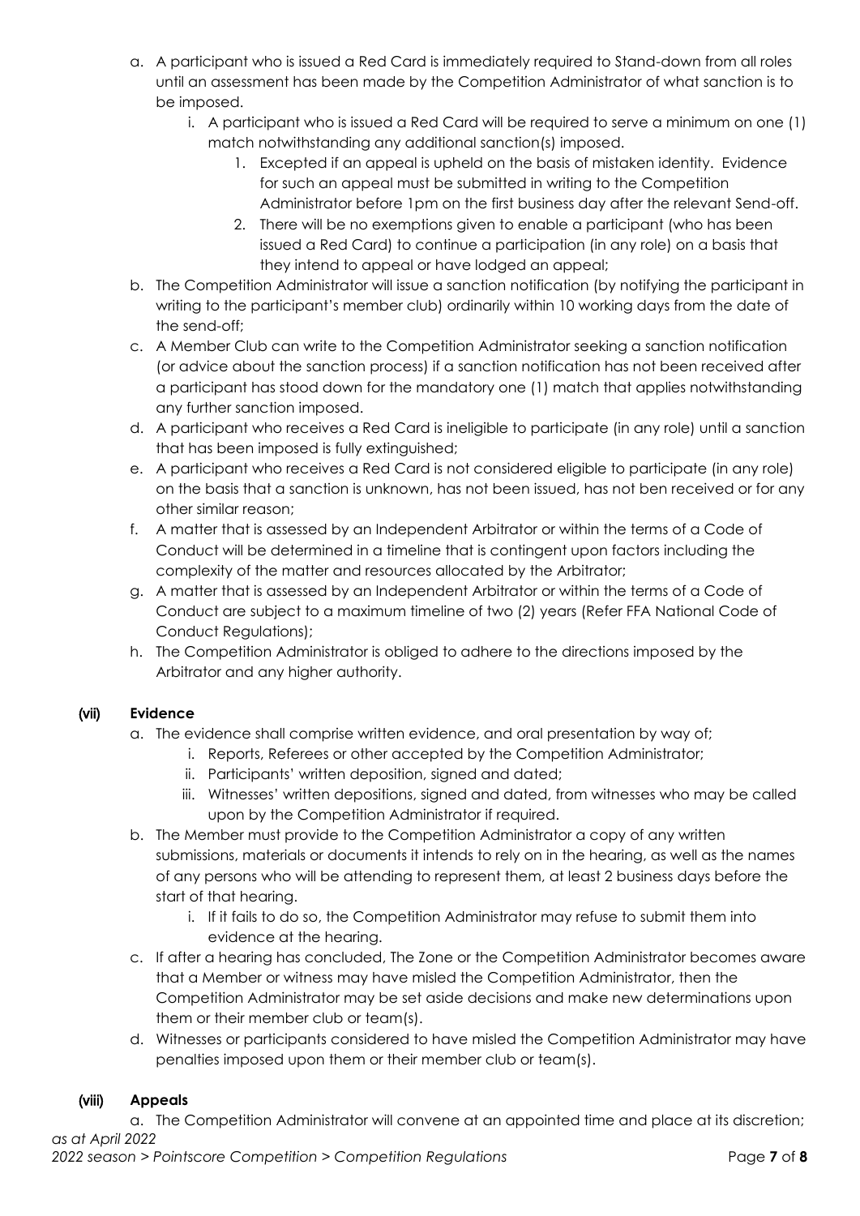a. A participant who is issued a Red Card is immediately required to Stand-down from all roles until an assessment has been made by the Competition Administrator of what sanction is to be imposed.
    i. A participant who is issued a Red Card will be required to serve a minimum on one (1) match notwithstanding any additional sanction(s) imposed.
        1. Excepted if an appeal is upheld on the basis of mistaken identity. Evidence for such an appeal must be submitted in writing to the Competition Administrator before 1pm on the first business day after the relevant Send-off.
        2. There will be no exemptions given to enable a participant (who has been issued a Red Card) to continue a participation (in any role) on a basis that they intend to appeal or have lodged an appeal;
b. The Competition Administrator will issue a sanction notification (by notifying the participant in writing to the participant's member club) ordinarily within 10 working days from the date of the send-off;
c. A Member Club can write to the Competition Administrator seeking a sanction notification (or advice about the sanction process) if a sanction notification has not been received after a participant has stood down for the mandatory one (1) match that applies notwithstanding any further sanction imposed.
d. A participant who receives a Red Card is ineligible to participate (in any role) until a sanction that has been imposed is fully extinguished;
e. A participant who receives a Red Card is not considered eligible to participate (in any role) on the basis that a sanction is unknown, has not been issued, has not ben received or for any other similar reason;
f. A matter that is assessed by an Independent Arbitrator or within the terms of a Code of Conduct will be determined in a timeline that is contingent upon factors including the complexity of the matter and resources allocated by the Arbitrator;
g. A matter that is assessed by an Independent Arbitrator or within the terms of a Code of Conduct are subject to a maximum timeline of two (2) years (Refer FFA National Code of Conduct Regulations);
h. The Competition Administrator is obliged to adhere to the directions imposed by the Arbitrator and any higher authority.

**(vii) Evidence**

a. The evidence shall comprise written evidence, and oral presentation by way of;
    i. Reports, Referees or other accepted by the Competition Administrator;
    ii. Participants' written deposition, signed and dated;
    iii. Witnesses' written depositions, signed and dated, from witnesses who may be called upon by the Competition Administrator if required.
b. The Member must provide to the Competition Administrator a copy of any written submissions, materials or documents it intends to rely on in the hearing, as well as the names of any persons who will be attending to represent them, at least 2 business days before the start of that hearing.
    i. If it fails to do so, the Competition Administrator may refuse to submit them into evidence at the hearing.
c. If after a hearing has concluded, The Zone or the Competition Administrator becomes aware that a Member or witness may have misled the Competition Administrator, then the Competition Administrator may be set aside decisions and make new determinations upon them or their member club or team(s).
d. Witnesses or participants considered to have misled the Competition Administrator may have penalties imposed upon them or their member club or team(s).

**(viii) Appeals**

a. The Competition Administrator will convene at an appointed time and place at its discretion;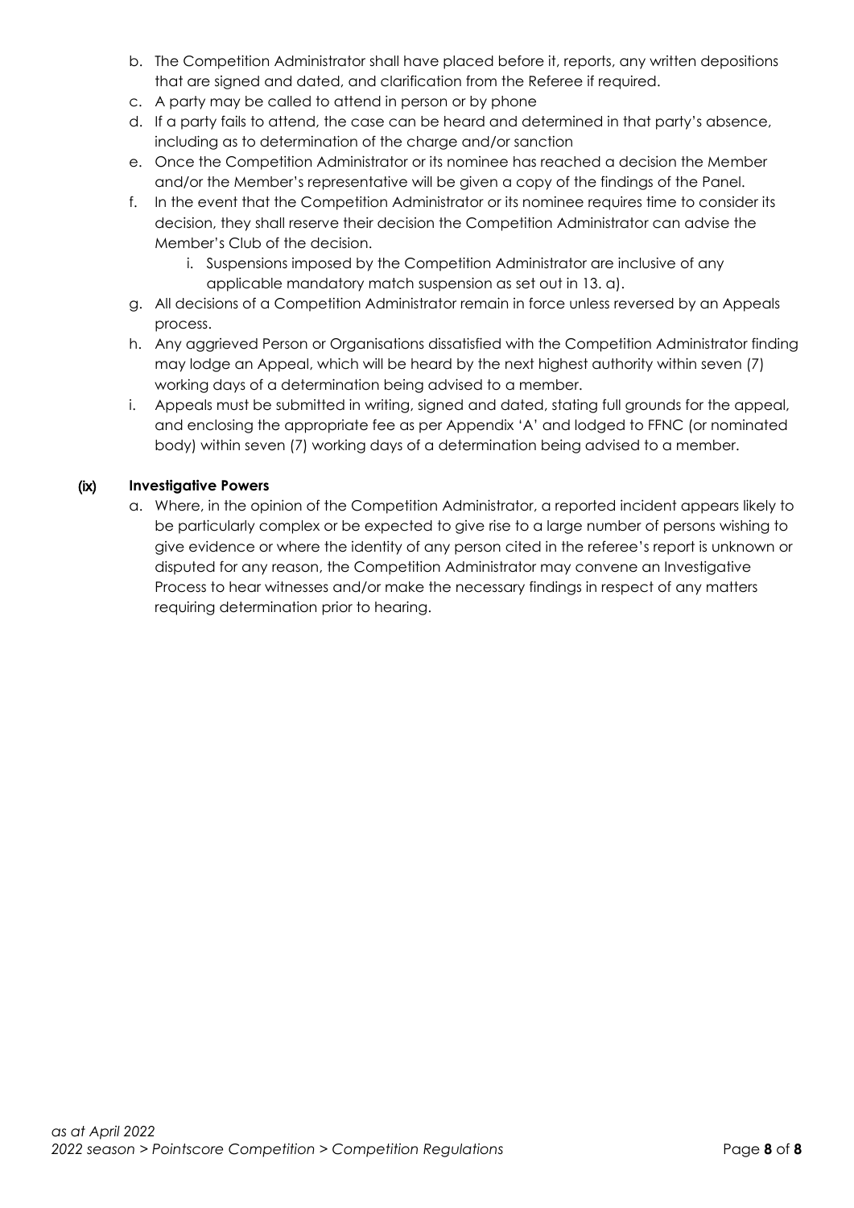b. The Competition Administrator shall have placed before it, reports, any written depositions that are signed and dated, and clarification from the Referee if required.
c. A party may be called to attend in person or by phone
d. If a party fails to attend, the case can be heard and determined in that party's absence, including as to determination of the charge and/or sanction
e. Once the Competition Administrator or its nominee has reached a decision the Member and/or the Member's representative will be given a copy of the findings of the Panel.
f. In the event that the Competition Administrator or its nominee requires time to consider its decision, they shall reserve their decision the Competition Administrator can advise the Member's Club of the decision.
    i. Suspensions imposed by the Competition Administrator are inclusive of any applicable mandatory match suspension as set out in 13. a).
g. All decisions of a Competition Administrator remain in force unless reversed by an Appeals process.
h. Any aggrieved Person or Organisations dissatisfied with the Competition Administrator finding may lodge an Appeal, which will be heard by the next highest authority within seven (7) working days of a determination being advised to a member.
i. Appeals must be submitted in writing, signed and dated, stating full grounds for the appeal, and enclosing the appropriate fee as per Appendix 'A' and lodged to FFNC (or nominated body) within seven (7) working days of a determination being advised to a member.

### (ix) Investigative Powers

a. Where, in the opinion of the Competition Administrator, a reported incident appears likely to be particularly complex or be expected to give rise to a large number of persons wishing to give evidence or where the identity of any person cited in the referee's report is unknown or disputed for any reason, the Competition Administrator may convene an Investigative Process to hear witnesses and/or make the necessary findings in respect of any matters requiring determination prior to hearing.